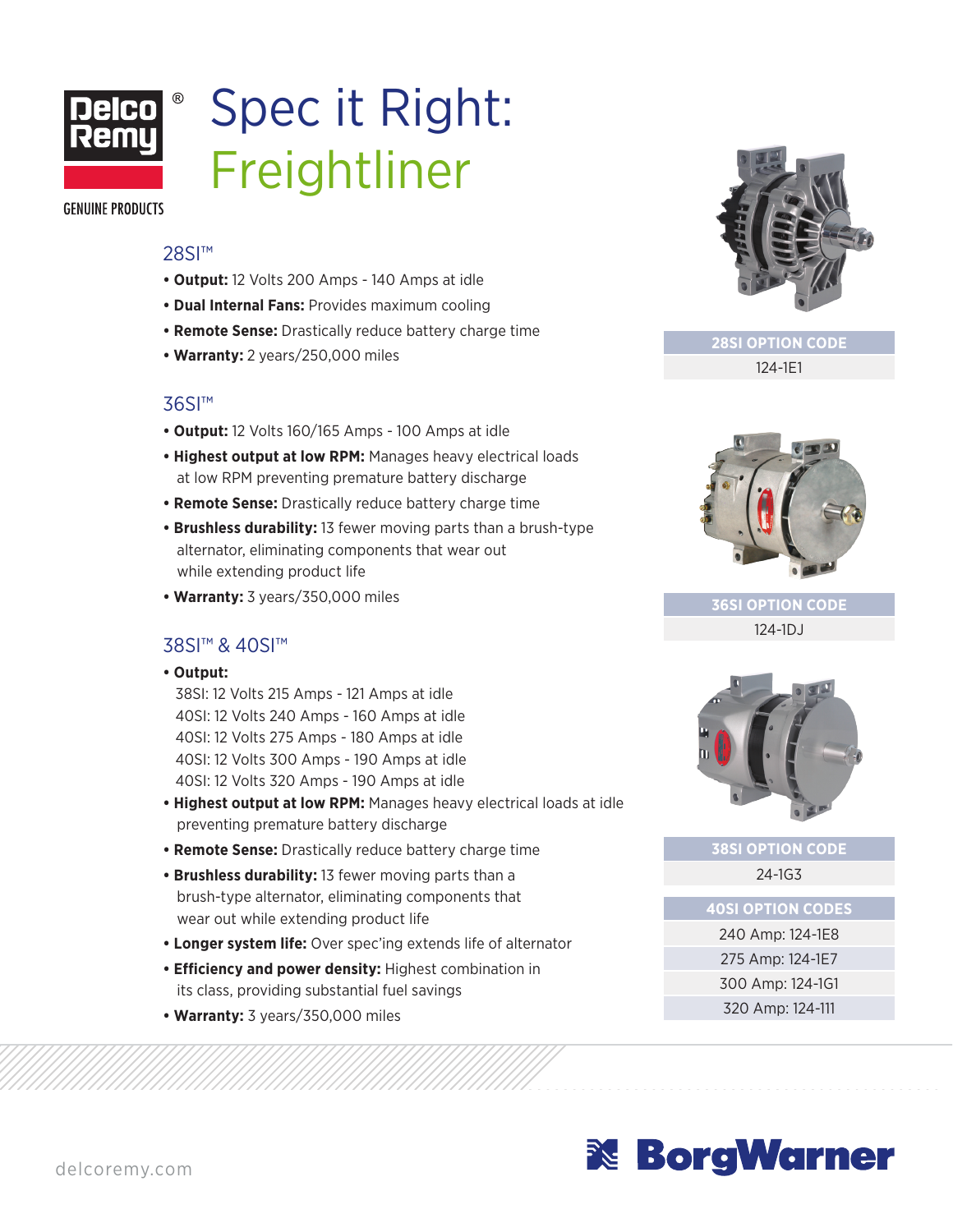Delco Remy®

GENUINE PRODUCTS

# Spec it Right: Freightliner

## 28SI™

- **Output:** 12 Volts 200 Amps - 140 Amps at idle
- **Dual Internal Fans:** Provides maximum cooling
- **Remote Sense:** Drastically reduce battery charge time
- **Warranty:** 2 years/250,000 miles

| 28SI OPTION CODE |
|---|
| 124-1E1 |

## 36SI™

- **Output:** 12 Volts 160/165 Amps - 100 Amps at idle
- **Highest output at low RPM:** Manages heavy electrical loads at low RPM preventing premature battery discharge
- **Remote Sense:** Drastically reduce battery charge time
- **Brushless durability:** 13 fewer moving parts than a brush-type alternator, eliminating components that wear out while extending product life
- **Warranty:** 3 years/350,000 miles

| 36SI OPTION CODE |
|---|
| 124-1DJ |

## 38SI™ & 40SI™

- **Output:**
  38SI: 12 Volts 215 Amps - 121 Amps at idle
  40SI: 12 Volts 240 Amps - 160 Amps at idle
  40SI: 12 Volts 275 Amps - 180 Amps at idle
  40SI: 12 Volts 300 Amps - 190 Amps at idle
  40SI: 12 Volts 320 Amps - 190 Amps at idle
- **Highest output at low RPM:** Manages heavy electrical loads at idle preventing premature battery discharge
- **Remote Sense:** Drastically reduce battery charge time
- **Brushless durability:** 13 fewer moving parts than a brush-type alternator, eliminating components that wear out while extending product life
- **Longer system life:** Over spec'ing extends life of alternator
- **Efficiency and power density:** Highest combination in its class, providing substantial fuel savings
- **Warranty:** 3 years/350,000 miles

| 38SI OPTION CODE |
|---|
| 24-1G3 |

| 40SI OPTION CODES |
|---|
| 240 Amp: 124-1E8 |
| 275 Amp: 124-1E7 |
| 300 Amp: 124-1G1 |
| 320 Amp: 124-111 |

delcoremy.com

BorgWarner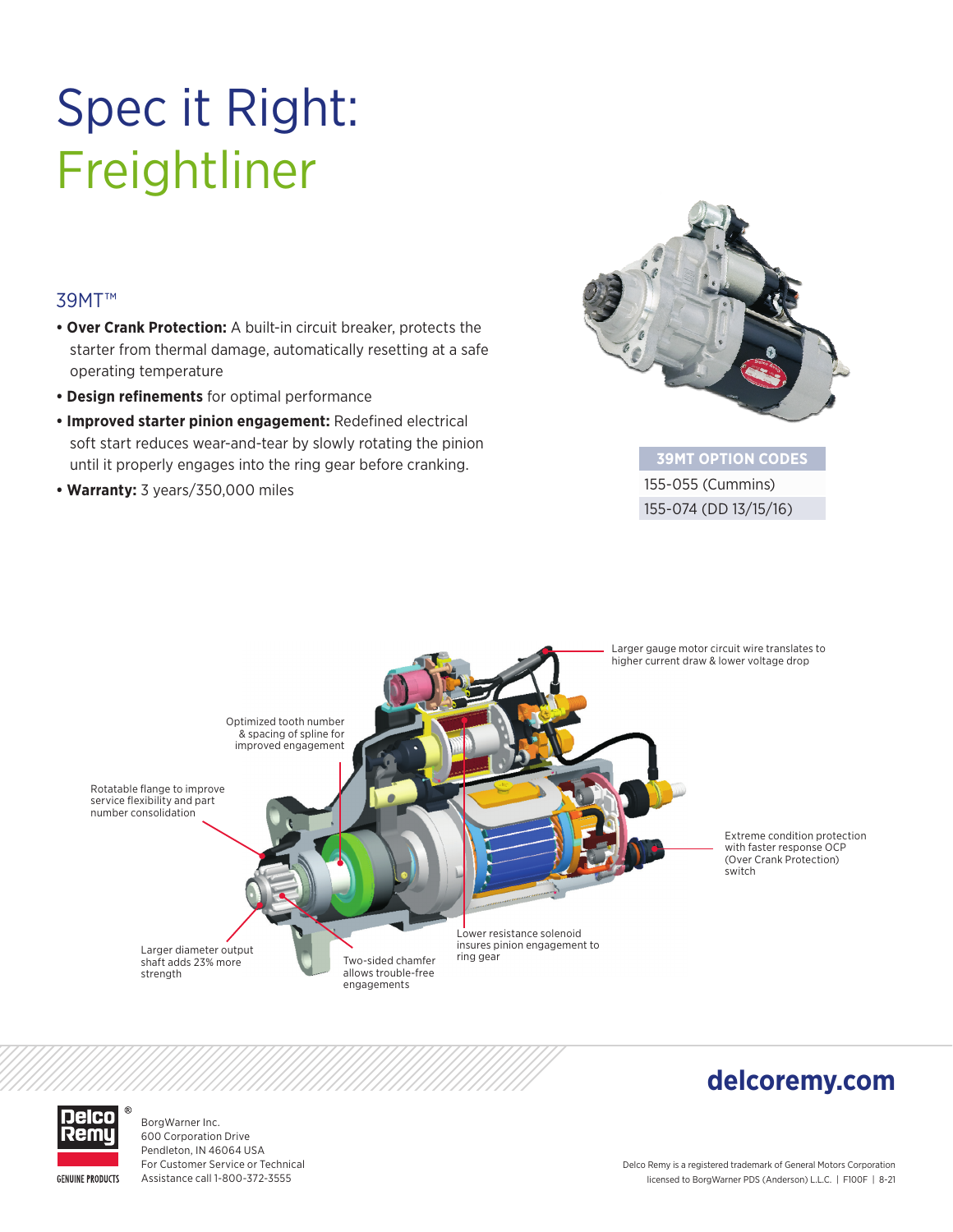# Spec it Right: Freightliner

## 39MT™

- **Over Crank Protection:** A built-in circuit breaker, protects the starter from thermal damage, automatically resetting at a safe operating temperature
- **Design refinements** for optimal performance
- **Improved starter pinion engagement:** Redefined electrical soft start reduces wear-and-tear by slowly rotating the pinion until it properly engages into the ring gear before cranking.
- **Warranty:** 3 years/350,000 miles

| 39MT OPTION CODES |
|---|
| 155-055 (Cummins) |
| 155-074 (DD 13/15/16) |

Larger gauge motor circuit wire translates to higher current draw & lower voltage drop

Optimized tooth number & spacing of spline for improved engagement

Rotatable flange to improve service flexibility and part number consolidation

Extreme condition protection with faster response OCP (Over Crank Protection) switch

Larger diameter output shaft adds 23% more strength

Two-sided chamfer allows trouble-free engagements

Lower resistance solenoid insures pinion engagement to ring gear

delcoremy.com

Delco Remy® GENUINE PRODUCTS

BorgWarner Inc.
600 Corporation Drive
Pendleton, IN 46064 USA
For Customer Service or Technical Assistance call 1-800-372-3555

Delco Remy is a registered trademark of General Motors Corporation licensed to BorgWarner PDS (Anderson) L.L.C. | F100F | 8-21